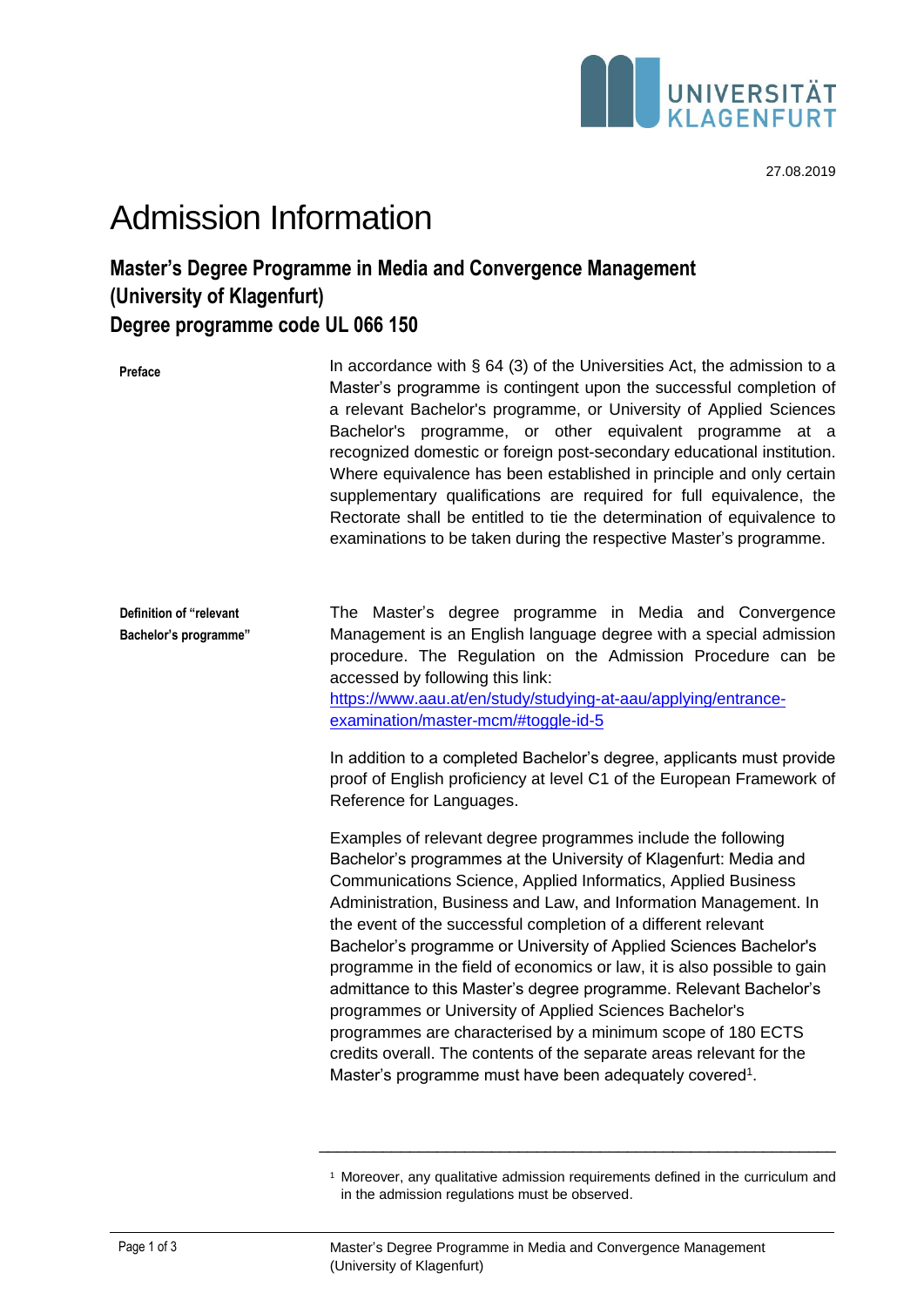27.08.2019

# Admission Information

## Master's Degree Programme in Media and Convergence Management (University of Klagenfurt)
## Degree programme code UL 066 150

**Preface**

In accordance with § 64 (3) of the Universities Act, the admission to a Master's programme is contingent upon the successful completion of a relevant Bachelor's programme, or University of Applied Sciences Bachelor's programme, or other equivalent programme at a recognized domestic or foreign post-secondary educational institution. Where equivalence has been established in principle and only certain supplementary qualifications are required for full equivalence, the Rectorate shall be entitled to tie the determination of equivalence to examinations to be taken during the respective Master's programme.

**Definition of "relevant Bachelor's programme"**

The Master's degree programme in Media and Convergence Management is an English language degree with a special admission procedure. The Regulation on the Admission Procedure can be accessed by following this link:
[https://www.aau.at/en/study/studying-at-aau/applying/entrance-examination/master-mcm/#toggle-id-5](https://www.aau.at/en/study/studying-at-aau/applying/entrance-examination/master-mcm/#toggle-id-5)

In addition to a completed Bachelor's degree, applicants must provide proof of English proficiency at level C1 of the European Framework of Reference for Languages.

Examples of relevant degree programmes include the following Bachelor's programmes at the University of Klagenfurt: Media and Communications Science, Applied Informatics, Applied Business Administration, Business and Law, and Information Management. In the event of the successful completion of a different relevant Bachelor's programme or University of Applied Sciences Bachelor's programme in the field of economics or law, it is also possible to gain admittance to this Master's degree programme. Relevant Bachelor's programmes or University of Applied Sciences Bachelor's programmes are characterised by a minimum scope of 180 ECTS credits overall. The contents of the separate areas relevant for the Master's programme must have been adequately covered[1].

---

[1] Moreover, any qualitative admission requirements defined in the curriculum and in the admission regulations must be observed.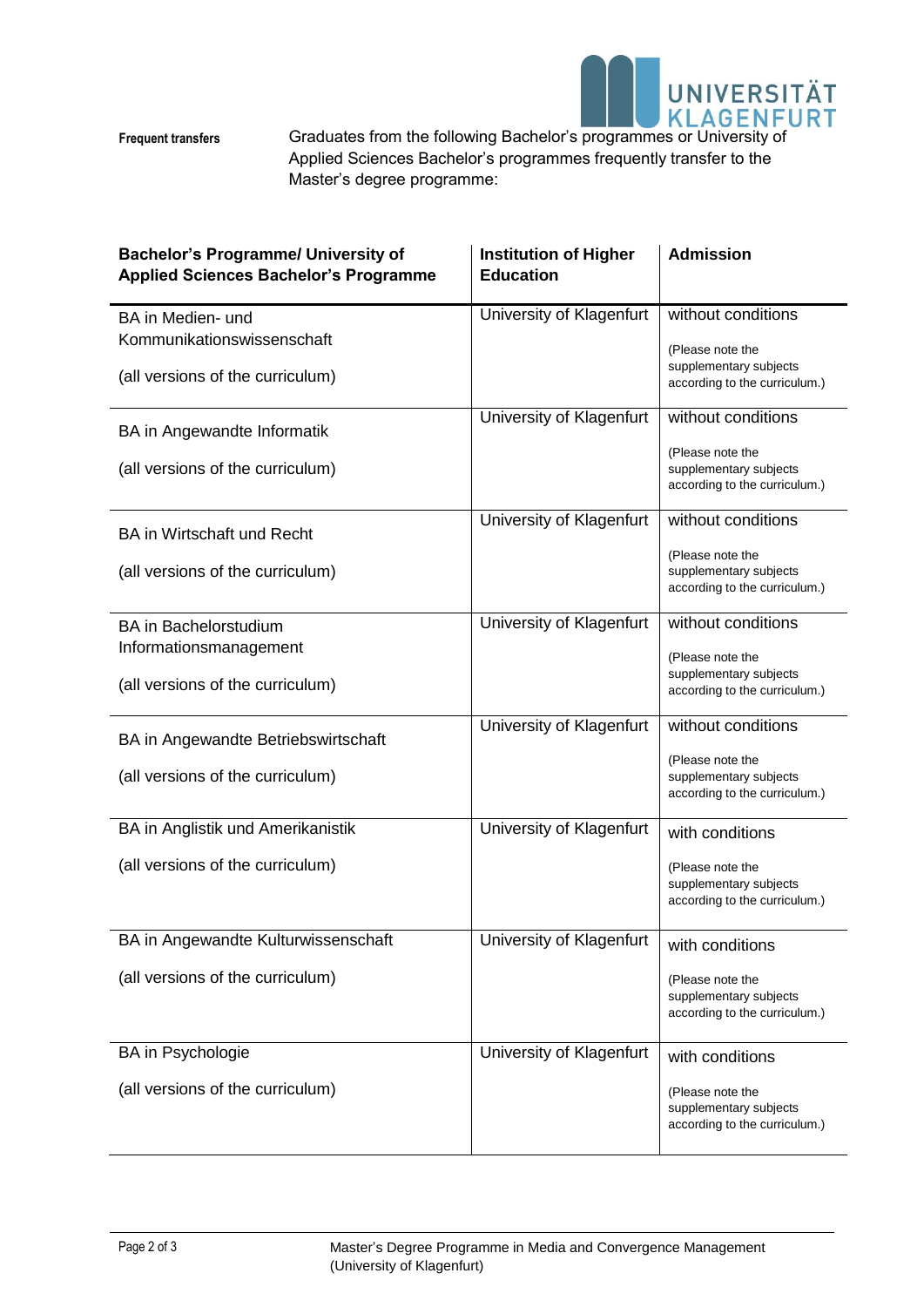**Frequent transfers**

Graduates from the following Bachelor's programmes or University of Applied Sciences Bachelor's programmes frequently transfer to the Master's degree programme:

| Bachelor's Programme/ University of Applied Sciences Bachelor's Programme | Institution of Higher Education | Admission |
|---|---|---|
| BA in Medien- und Kommunikationswissenschaft (all versions of the curriculum) | University of Klagenfurt | without conditions (Please note the supplementary subjects according to the curriculum.) |
| BA in Angewandte Informatik (all versions of the curriculum) | University of Klagenfurt | without conditions (Please note the supplementary subjects according to the curriculum.) |
| BA in Wirtschaft und Recht (all versions of the curriculum) | University of Klagenfurt | without conditions (Please note the supplementary subjects according to the curriculum.) |
| BA in Bachelorstudium Informationsmanagement (all versions of the curriculum) | University of Klagenfurt | without conditions (Please note the supplementary subjects according to the curriculum.) |
| BA in Angewandte Betriebswirtschaft (all versions of the curriculum) | University of Klagenfurt | without conditions (Please note the supplementary subjects according to the curriculum.) |
| BA in Anglistik und Amerikanistik (all versions of the curriculum) | University of Klagenfurt | with conditions (Please note the supplementary subjects according to the curriculum.) |
| BA in Angewandte Kulturwissenschaft (all versions of the curriculum) | University of Klagenfurt | with conditions (Please note the supplementary subjects according to the curriculum.) |
| BA in Psychologie (all versions of the curriculum) | University of Klagenfurt | with conditions (Please note the supplementary subjects according to the curriculum.) |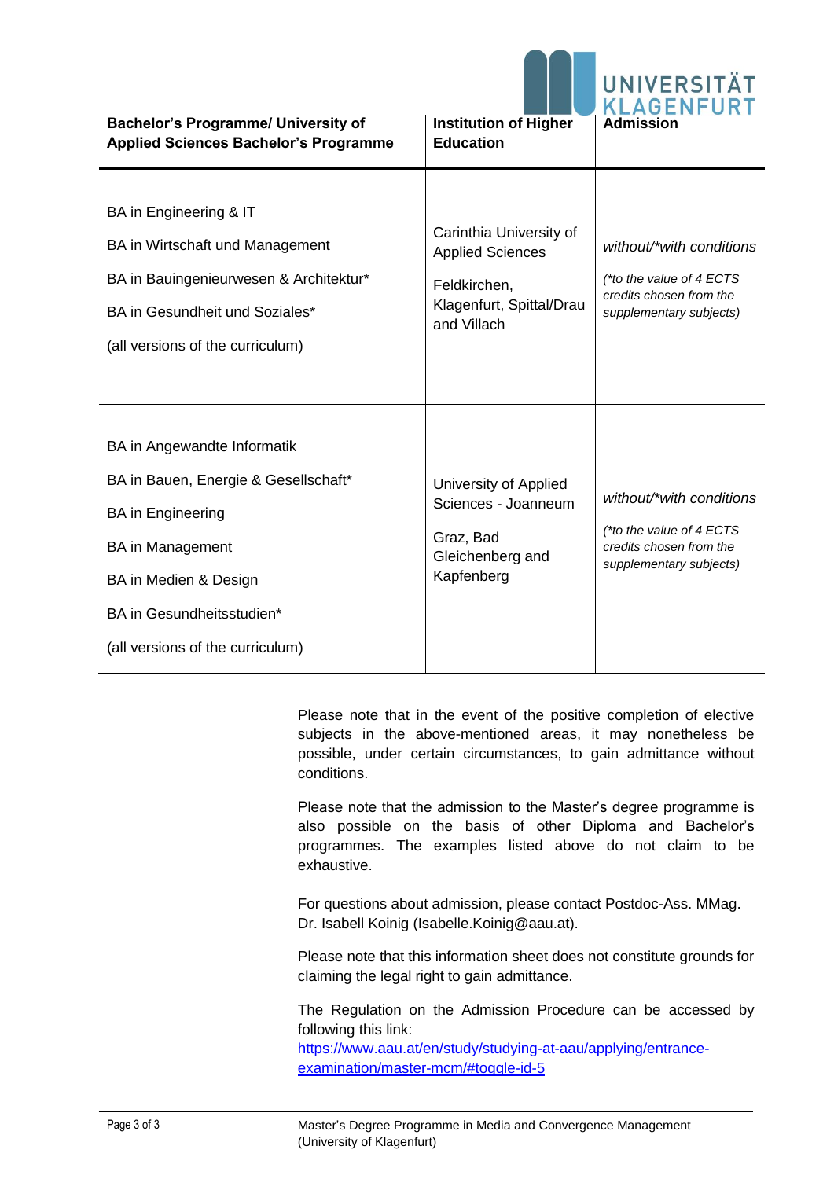| Bachelor's Programme/ University of Applied Sciences Bachelor's Programme | Institution of Higher Education | Admission |
|---|---|---|
| BA in Engineering & IT<br><br>BA in Wirtschaft und Management<br><br>BA in Bauingenieurwesen & Architektur*<br><br>BA in Gesundheit und Soziales*<br><br>(all versions of the curriculum) | Carinthia University of Applied Sciences<br><br>Feldkirchen, Klagenfurt, Spittal/Drau and Villach | *without/*with conditions*<br><br>*(*to the value of 4 ECTS credits chosen from the supplementary subjects)* |
| BA in Angewandte Informatik<br><br>BA in Bauen, Energie & Gesellschaft*<br><br>BA in Engineering<br><br>BA in Management<br><br>BA in Medien & Design<br><br>BA in Gesundheitsstudien*<br><br>(all versions of the curriculum) | University of Applied Sciences - Joanneum<br><br>Graz, Bad Gleichenberg and Kapfenberg | *without/*with conditions*<br><br>*(*to the value of 4 ECTS credits chosen from the supplementary subjects)* |

Please note that in the event of the positive completion of elective subjects in the above-mentioned areas, it may nonetheless be possible, under certain circumstances, to gain admittance without conditions.

Please note that the admission to the Master's degree programme is also possible on the basis of other Diploma and Bachelor's programmes. The examples listed above do not claim to be exhaustive.

For questions about admission, please contact Postdoc-Ass. MMag. Dr. Isabell Koinig (Isabelle.Koinig@aau.at).

Please note that this information sheet does not constitute grounds for claiming the legal right to gain admittance.

The Regulation on the Admission Procedure can be accessed by following this link:
[https://www.aau.at/en/study/studying-at-aau/applying/entrance-examination/master-mcm/#toggle-id-5](https://www.aau.at/en/study/studying-at-aau/applying/entrance-examination/master-mcm/#toggle-id-5)